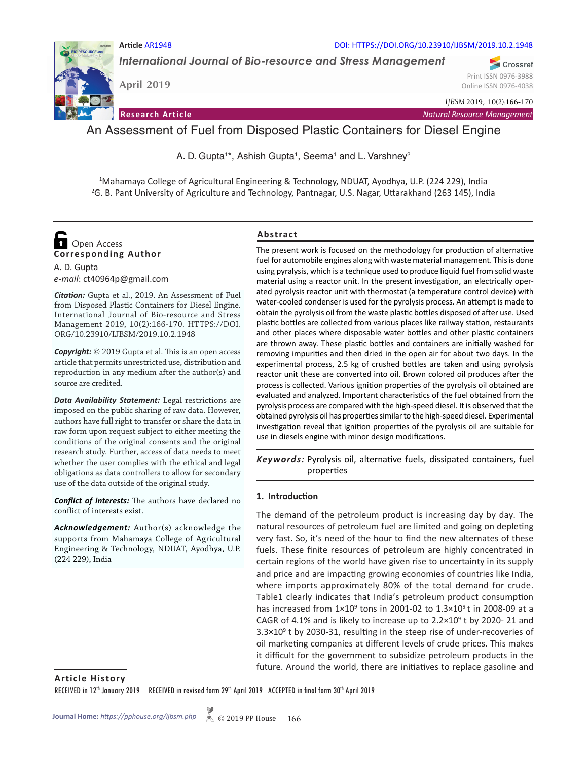Article AR1948

DOI: HTTPS://DOI.ORG/10.23910/IJBSM/2019.10.2.1948

*International Journal of Bio-resource and Stress Management*

April 2019

Print ISSN 0976-3988
Online ISSN 0976-4038

*IJBSM* 2019, 10(2):166-170

**Research Article** — *Natural Resource Management*

# An Assessment of Fuel from Disposed Plastic Containers for Diesel Engine

A. D. Gupta[1]*, Ashish Gupta[1], Seema[1] and L. Varshney[2]

[1]Mahamaya College of Agricultural Engineering & Technology, NDUAT, Ayodhya, U.P. (224 229), India
[2]G. B. Pant University of Agriculture and Technology, Pantnagar, U.S. Nagar, Uttarakhand (263 145), India

Open Access

**Corresponding Author**

A. D. Gupta
*e-mail*: ct40964p@gmail.com

***Citation:*** Gupta et al., 2019. An Assessment of Fuel from Disposed Plastic Containers for Diesel Engine. International Journal of Bio-resource and Stress Management 2019, 10(2):166-170. HTTPS://DOI.ORG/10.23910/IJBSM/2019.10.2.1948

***Copyright:*** © 2019 Gupta et al. This is an open access article that permits unrestricted use, distribution and reproduction in any medium after the author(s) and source are credited.

***Data Availability Statement:*** Legal restrictions are imposed on the public sharing of raw data. However, authors have full right to transfer or share the data in raw form upon request subject to either meeting the conditions of the original consents and the original research study. Further, access of data needs to meet whether the user complies with the ethical and legal obligations as data controllers to allow for secondary use of the data outside of the original study.

***Conflict of interests:*** The authors have declared no conflict of interests exist.

***Acknowledgement:*** Author(s) acknowledge the supports from Mahamaya College of Agricultural Engineering & Technology, NDUAT, Ayodhya, U.P. (224 229), India

## Abstract

The present work is focused on the methodology for production of alternative fuel for automobile engines along with waste material management. This is done using pyralysis, which is a technique used to produce liquid fuel from solid waste material using a reactor unit. In the present investigation, an electrically operated pyrolysis reactor unit with thermostat (a temperature control device) with water-cooled condenser is used for the pyrolysis process. An attempt is made to obtain the pyrolysis oil from the waste plastic bottles disposed of after use. Used plastic bottles are collected from various places like railway station, restaurants and other places where disposable water bottles and other plastic containers are thrown away. These plastic bottles and containers are initially washed for removing impurities and then dried in the open air for about two days. In the experimental process, 2.5 kg of crushed bottles are taken and using pyrolysis reactor unit these are converted into oil. Brown colored oil produces after the process is collected. Various ignition properties of the pyrolysis oil obtained are evaluated and analyzed. Important characteristics of the fuel obtained from the pyrolysis process are compared with the high-speed diesel. It is observed that the obtained pyrolysis oil has properties similar to the high-speed diesel. Experimental investigation reveal that ignition properties of the pyrolysis oil are suitable for use in diesels engine with minor design modifications.

***Keywords:*** Pyrolysis oil, alternative fuels, dissipated containers, fuel properties

## 1. Introduction

The demand of the petroleum product is increasing day by day. The natural resources of petroleum fuel are limited and going on depleting very fast. So, it's need of the hour to find the new alternates of these fuels. These finite resources of petroleum are highly concentrated in certain regions of the world have given rise to uncertainty in its supply and price and are impacting growing economies of countries like India, where imports approximately 80% of the total demand for crude. Table1 clearly indicates that India's petroleum product consumption has increased from $1\times10^9$ tons in 2001-02 to $1.3\times10^9$ t in 2008-09 at a CAGR of 4.1% and is likely to increase up to $2.2\times10^9$ t by 2020- 21 and $3.3\times10^9$ t by 2030-31, resulting in the steep rise of under-recoveries of oil marketing companies at different levels of crude prices. This makes it difficult for the government to subsidize petroleum products in the future. Around the world, there are initiatives to replace gasoline and

**Article History**

RECEIVED in 12[th] January 2019 RECEIVED in revised form 29[th] April 2019 ACCEPTED in final form 30[th] April 2019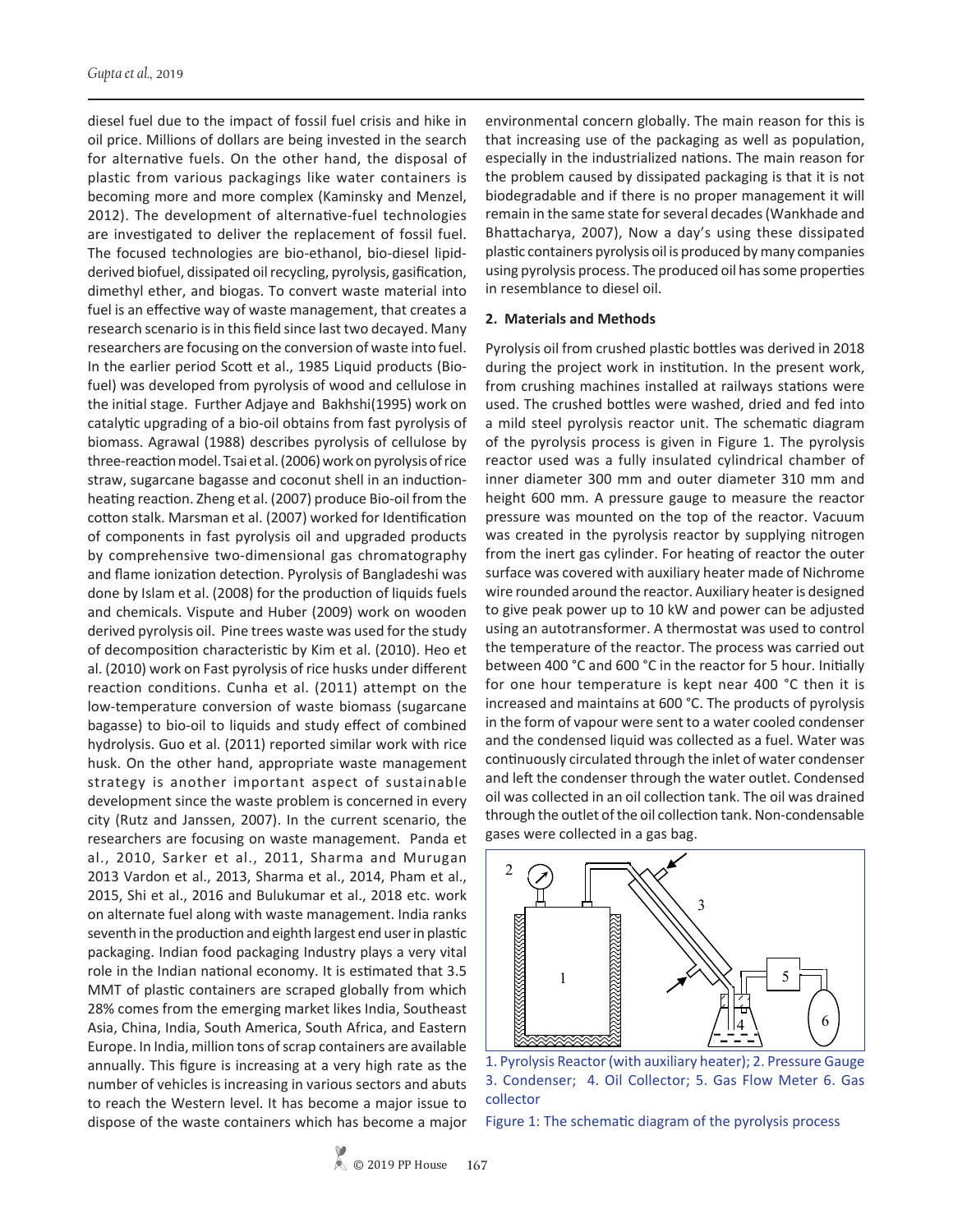diesel fuel due to the impact of fossil fuel crisis and hike in oil price. Millions of dollars are being invested in the search for alternative fuels. On the other hand, the disposal of plastic from various packagings like water containers is becoming more and more complex (Kaminsky and Menzel, 2012). The development of alternative-fuel technologies are investigated to deliver the replacement of fossil fuel. The focused technologies are bio-ethanol, bio-diesel lipid-derived biofuel, dissipated oil recycling, pyrolysis, gasification, dimethyl ether, and biogas. To convert waste material into fuel is an effective way of waste management, that creates a research scenario is in this field since last two decayed. Many researchers are focusing on the conversion of waste into fuel. In the earlier period Scott et al., 1985 Liquid products (Bio-fuel) was developed from pyrolysis of wood and cellulose in the initial stage. Further Adjaye and Bakhshi(1995) work on catalytic upgrading of a bio-oil obtains from fast pyrolysis of biomass. Agrawal (1988) describes pyrolysis of cellulose by three-reaction model. Tsai et al. (2006) work on pyrolysis of rice straw, sugarcane bagasse and coconut shell in an induction-heating reaction. Zheng et al. (2007) produce Bio-oil from the cotton stalk. Marsman et al. (2007) worked for Identification of components in fast pyrolysis oil and upgraded products by comprehensive two-dimensional gas chromatography and flame ionization detection. Pyrolysis of Bangladeshi was done by Islam et al. (2008) for the production of liquids fuels and chemicals. Vispute and Huber (2009) work on wooden derived pyrolysis oil. Pine trees waste was used for the study of decomposition characteristic by Kim et al. (2010). Heo et al. (2010) work on Fast pyrolysis of rice husks under different reaction conditions. Cunha et al. (2011) attempt on the low-temperature conversion of waste biomass (sugarcane bagasse) to bio-oil to liquids and study effect of combined hydrolysis. Guo et al. (2011) reported similar work with rice husk. On the other hand, appropriate waste management strategy is another important aspect of sustainable development since the waste problem is concerned in every city (Rutz and Janssen, 2007). In the current scenario, the researchers are focusing on waste management. Panda et al., 2010, Sarker et al., 2011, Sharma and Murugan 2013 Vardon et al., 2013, Sharma et al., 2014, Pham et al., 2015, Shi et al., 2016 and Bulukumar et al., 2018 etc. work on alternate fuel along with waste management. India ranks seventh in the production and eighth largest end user in plastic packaging. Indian food packaging Industry plays a very vital role in the Indian national economy. It is estimated that 3.5 MMT of plastic containers are scraped globally from which 28% comes from the emerging market likes India, Southeast Asia, China, India, South America, South Africa, and Eastern Europe. In India, million tons of scrap containers are available annually. This figure is increasing at a very high rate as the number of vehicles is increasing in various sectors and abuts to reach the Western level. It has become a major issue to dispose of the waste containers which has become a major environmental concern globally. The main reason for this is that increasing use of the packaging as well as population, especially in the industrialized nations. The main reason for the problem caused by dissipated packaging is that it is not biodegradable and if there is no proper management it will remain in the same state for several decades (Wankhade and Bhattacharya, 2007), Now a day's using these dissipated plastic containers pyrolysis oil is produced by many companies using pyrolysis process. The produced oil has some properties in resemblance to diesel oil.

## 2. Materials and Methods

Pyrolysis oil from crushed plastic bottles was derived in 2018 during the project work in institution. In the present work, from crushing machines installed at railways stations were used. The crushed bottles were washed, dried and fed into a mild steel pyrolysis reactor unit. The schematic diagram of the pyrolysis process is given in Figure 1. The pyrolysis reactor used was a fully insulated cylindrical chamber of inner diameter 300 mm and outer diameter 310 mm and height 600 mm. A pressure gauge to measure the reactor pressure was mounted on the top of the reactor. Vacuum was created in the pyrolysis reactor by supplying nitrogen from the inert gas cylinder. For heating of reactor the outer surface was covered with auxiliary heater made of Nichrome wire rounded around the reactor. Auxiliary heater is designed to give peak power up to 10 kW and power can be adjusted using an autotransformer. A thermostat was used to control the temperature of the reactor. The process was carried out between 400 °C and 600 °C in the reactor for 5 hour. Initially for one hour temperature is kept near 400 °C then it is increased and maintains at 600 °C. The products of pyrolysis in the form of vapour were sent to a water cooled condenser and the condensed liquid was collected as a fuel. Water was continuously circulated through the inlet of water condenser and left the condenser through the water outlet. Condensed oil was collected in an oil collection tank. The oil was drained through the outlet of the oil collection tank. Non-condensable gases were collected in a gas bag.

1. Pyrolysis Reactor (with auxiliary heater); 2. Pressure Gauge 3. Condenser; 4. Oil Collector; 5. Gas Flow Meter 6. Gas collector

Figure 1: The schematic diagram of the pyrolysis process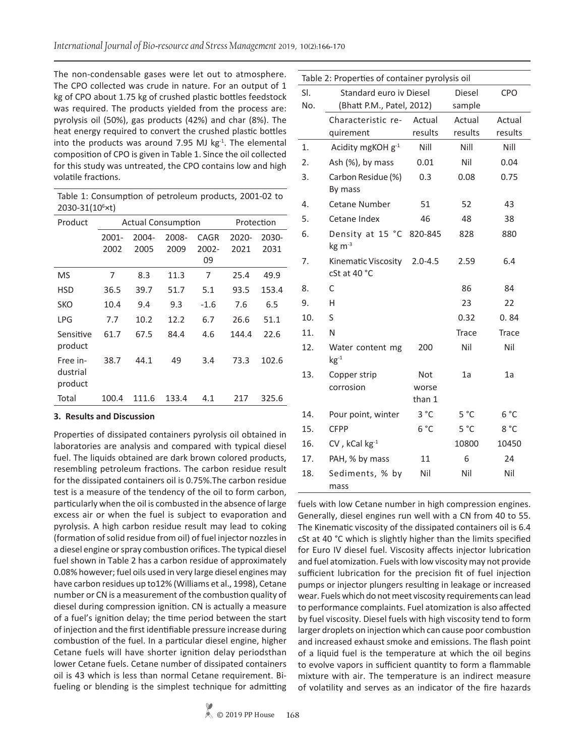The non-condensable gases were let out to atmosphere. The CPO collected was crude in nature. For an output of 1 kg of CPO about 1.75 kg of crushed plastic bottles feedstock was required. The products yielded from the process are: pyrolysis oil (50%), gas products (42%) and char (8%). The heat energy required to convert the crushed plastic bottles into the products was around 7.95 MJ $kg^{-1}$. The elemental composition of CPO is given in Table 1. Since the oil collected for this study was untreated, the CPO contains low and high volatile fractions.

Table 1: Consumption of petroleum products, 2001-02 to 2030-31($10^6$×t)

| Product | Actual Consumption | | | | Protection | |
|---|---|---|---|---|---|---|
| | 2001-2002 | 2004-2005 | 2008-2009 | CAGR 2002-09 | 2020-2021 | 2030-2031 |
| MS | 7 | 8.3 | 11.3 | 7 | 25.4 | 49.9 |
| HSD | 36.5 | 39.7 | 51.7 | 5.1 | 93.5 | 153.4 |
| SKO | 10.4 | 9.4 | 9.3 | -1.6 | 7.6 | 6.5 |
| LPG | 7.7 | 10.2 | 12.2 | 6.7 | 26.6 | 51.1 |
| Sensitive product | 61.7 | 67.5 | 84.4 | 4.6 | 144.4 | 22.6 |
| Free industrial product | 38.7 | 44.1 | 49 | 3.4 | 73.3 | 102.6 |
| Total | 100.4 | 111.6 | 133.4 | 4.1 | 217 | 325.6 |

### 3. Results and Discussion

Properties of dissipated containers pyrolysis oil obtained in laboratories are analysis and compared with typical diesel fuel. The liquids obtained are dark brown colored products, resembling petroleum fractions. The carbon residue result for the dissipated containers oil is 0.75%.The carbon residue test is a measure of the tendency of the oil to form carbon, particularly when the oil is combusted in the absence of large excess air or when the fuel is subject to evaporation and pyrolysis. A high carbon residue result may lead to coking (formation of solid residue from oil) of fuel injector nozzles in a diesel engine or spray combustion orifices. The typical diesel fuel shown in Table 2 has a carbon residue of approximately 0.08% however; fuel oils used in very large diesel engines may have carbon residues up to12% (Williams et al., 1998), Cetane number or CN is a measurement of the combustion quality of diesel during compression ignition. CN is actually a measure of a fuel's ignition delay; the time period between the start of injection and the first identifiable pressure increase during combustion of the fuel. In a particular diesel engine, higher Cetane fuels will have shorter ignition delay periodsthan lower Cetane fuels. Cetane number of dissipated containers oil is 43 which is less than normal Cetane requirement. Bi-fueling or blending is the simplest technique for admitting fuels with low Cetane number in high compression engines. Generally, diesel engines run well with a CN from 40 to 55. The Kinematic viscosity of the dissipated containers oil is 6.4 cSt at 40 °C which is slightly higher than the limits specified for Euro IV diesel fuel. Viscosity affects injector lubrication and fuel atomization. Fuels with low viscosity may not provide sufficient lubrication for the precision fit of fuel injection pumps or injector plungers resulting in leakage or increased wear. Fuels which do not meet viscosity requirements can lead to performance complaints. Fuel atomization is also affected by fuel viscosity. Diesel fuels with high viscosity tend to form larger droplets on injection which can cause poor combustion and increased exhaust smoke and emissions. The flash point of a liquid fuel is the temperature at which the oil begins to evolve vapors in sufficient quantity to form a flammable mixture with air. The temperature is an indirect measure of volatility and serves as an indicator of the fire hazards

Table 2: Properties of container pyrolysis oil

| Sl. No. | Standard euro iv Diesel (Bhatt P.M., Patel, 2012) | | Diesel sample | CPO |
|---|---|---|---|---|
| | Characteristic requirement | Actual results | Actual results | Actual results |
| 1. | Acidity mgKOH $g^{-1}$ | Nill | Nill | Nill |
| 2. | Ash (%), by mass | 0.01 | Nil | 0.04 |
| 3. | Carbon Residue (%) By mass | 0.3 | 0.08 | 0.75 |
| 4. | Cetane Number | 51 | 52 | 43 |
| 5. | Cetane Index | 46 | 48 | 38 |
| 6. | Density at 15 °C kg $m^{-3}$ | 820-845 | 828 | 880 |
| 7. | Kinematic Viscosity cSt at 40 °C | 2.0-4.5 | 2.59 | 6.4 |
| 8. | C | | 86 | 84 |
| 9. | H | | 23 | 22 |
| 10. | S | | 0.32 | 0. 84 |
| 11. | N | | Trace | Trace |
| 12. | Water content mg $kg^{-1}$ | 200 | Nil | Nil |
| 13. | Copper strip corrosion | Not worse than 1 | 1a | 1a |
| 14. | Pour point, winter | 3 °C | 5 °C | 6 °C |
| 15. | CFPP | 6 °C | 5 °C | 8 °C |
| 16. | CV , kCal $kg^{-1}$ | | 10800 | 10450 |
| 17. | PAH, % by mass | 11 | 6 | 24 |
| 18. | Sediments, % by mass | Nil | Nil | Nil |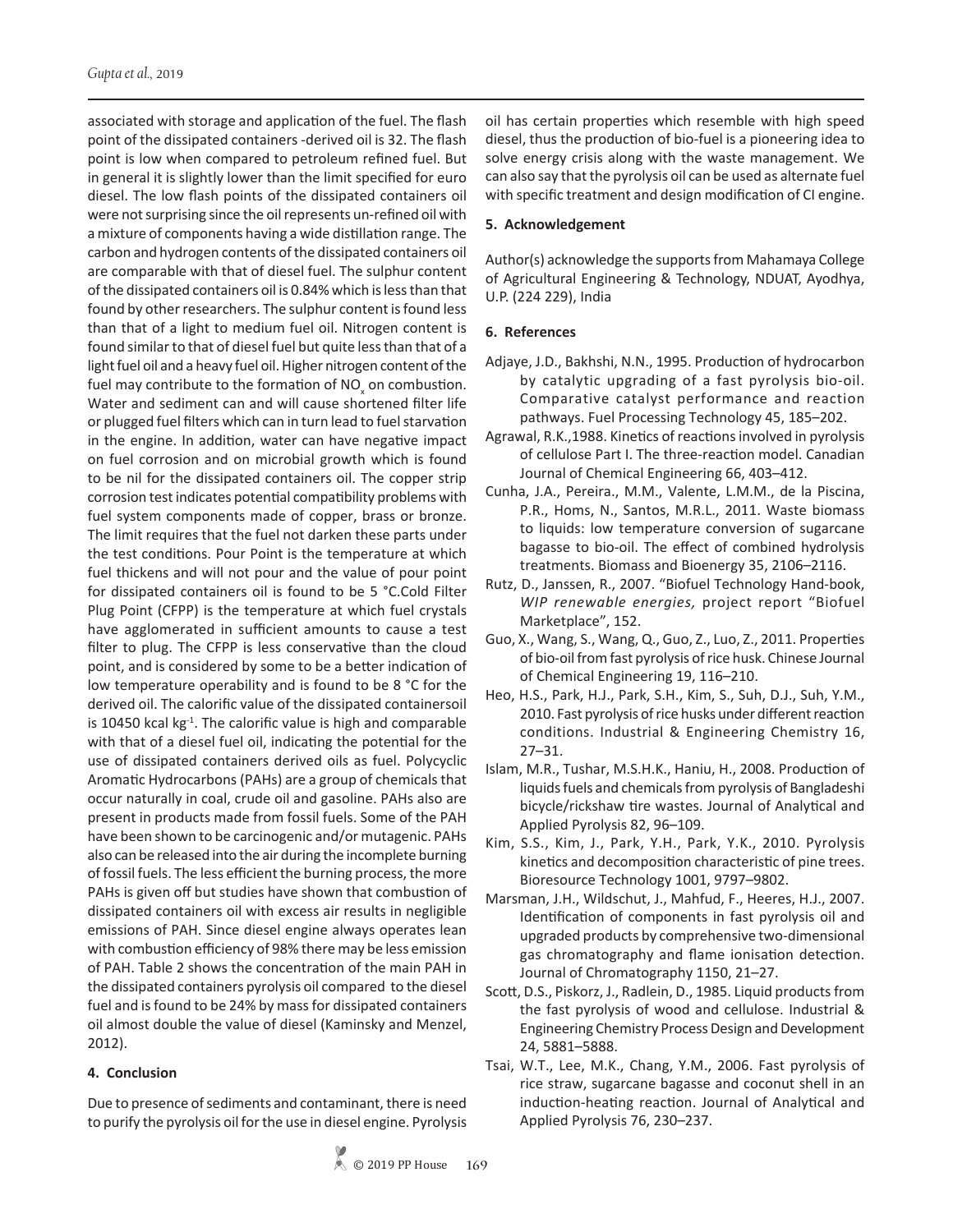associated with storage and application of the fuel. The flash point of the dissipated containers -derived oil is 32. The flash point is low when compared to petroleum refined fuel. But in general it is slightly lower than the limit specified for euro diesel. The low flash points of the dissipated containers oil were not surprising since the oil represents un-refined oil with a mixture of components having a wide distillation range. The carbon and hydrogen contents of the dissipated containers oil are comparable with that of diesel fuel. The sulphur content of the dissipated containers oil is 0.84% which is less than that found by other researchers. The sulphur content is found less than that of a light to medium fuel oil. Nitrogen content is found similar to that of diesel fuel but quite less than that of a light fuel oil and a heavy fuel oil. Higher nitrogen content of the fuel may contribute to the formation of $NO_x$ on combustion. Water and sediment can and will cause shortened filter life or plugged fuel filters which can in turn lead to fuel starvation in the engine. In addition, water can have negative impact on fuel corrosion and on microbial growth which is found to be nil for the dissipated containers oil. The copper strip corrosion test indicates potential compatibility problems with fuel system components made of copper, brass or bronze. The limit requires that the fuel not darken these parts under the test conditions. Pour Point is the temperature at which fuel thickens and will not pour and the value of pour point for dissipated containers oil is found to be 5 °C.Cold Filter Plug Point (CFPP) is the temperature at which fuel crystals have agglomerated in sufficient amounts to cause a test filter to plug. The CFPP is less conservative than the cloud point, and is considered by some to be a better indication of low temperature operability and is found to be 8 °C for the derived oil. The calorific value of the dissipated containersoil is 10450 kcal $kg^{-1}$. The calorific value is high and comparable with that of a diesel fuel oil, indicating the potential for the use of dissipated containers derived oils as fuel. Polycyclic Aromatic Hydrocarbons (PAHs) are a group of chemicals that occur naturally in coal, crude oil and gasoline. PAHs also are present in products made from fossil fuels. Some of the PAH have been shown to be carcinogenic and/or mutagenic. PAHs also can be released into the air during the incomplete burning of fossil fuels. The less efficient the burning process, the more PAHs is given off but studies have shown that combustion of dissipated containers oil with excess air results in negligible emissions of PAH. Since diesel engine always operates lean with combustion efficiency of 98% there may be less emission of PAH. Table 2 shows the concentration of the main PAH in the dissipated containers pyrolysis oil compared to the diesel fuel and is found to be 24% by mass for dissipated containers oil almost double the value of diesel (Kaminsky and Menzel, 2012).

## 4. Conclusion

Due to presence of sediments and contaminant, there is need to purify the pyrolysis oil for the use in diesel engine. Pyrolysis oil has certain properties which resemble with high speed diesel, thus the production of bio-fuel is a pioneering idea to solve energy crisis along with the waste management. We can also say that the pyrolysis oil can be used as alternate fuel with specific treatment and design modification of CI engine.

## 5. Acknowledgement

Author(s) acknowledge the supports from Mahamaya College of Agricultural Engineering & Technology, NDUAT, Ayodhya, U.P. (224 229), India

## 6. References

Adjaye, J.D., Bakhshi, N.N., 1995. Production of hydrocarbon by catalytic upgrading of a fast pyrolysis bio-oil. Comparative catalyst performance and reaction pathways. Fuel Processing Technology 45, 185–202.

Agrawal, R.K.,1988. Kinetics of reactions involved in pyrolysis of cellulose Part I. The three-reaction model. Canadian Journal of Chemical Engineering 66, 403–412.

Cunha, J.A., Pereira., M.M., Valente, L.M.M., de la Piscina, P.R., Homs, N., Santos, M.R.L., 2011. Waste biomass to liquids: low temperature conversion of sugarcane bagasse to bio-oil. The effect of combined hydrolysis treatments. Biomass and Bioenergy 35, 2106–2116.

Rutz, D., Janssen, R., 2007. "Biofuel Technology Hand-book, *WIP renewable energies,* project report "Biofuel Marketplace", 152.

Guo, X., Wang, S., Wang, Q., Guo, Z., Luo, Z., 2011. Properties of bio-oil from fast pyrolysis of rice husk. Chinese Journal of Chemical Engineering 19, 116–210.

Heo, H.S., Park, H.J., Park, S.H., Kim, S., Suh, D.J., Suh, Y.M., 2010. Fast pyrolysis of rice husks under different reaction conditions. Industrial & Engineering Chemistry 16, 27–31.

Islam, M.R., Tushar, M.S.H.K., Haniu, H., 2008. Production of liquids fuels and chemicals from pyrolysis of Bangladeshi bicycle/rickshaw tire wastes. Journal of Analytical and Applied Pyrolysis 82, 96–109.

Kim, S.S., Kim, J., Park, Y.H., Park, Y.K., 2010. Pyrolysis kinetics and decomposition characteristic of pine trees. Bioresource Technology 1001, 9797–9802.

Marsman, J.H., Wildschut, J., Mahfud, F., Heeres, H.J., 2007. Identification of components in fast pyrolysis oil and upgraded products by comprehensive two-dimensional gas chromatography and flame ionisation detection. Journal of Chromatography 1150, 21–27.

Scott, D.S., Piskorz, J., Radlein, D., 1985. Liquid products from the fast pyrolysis of wood and cellulose. Industrial & Engineering Chemistry Process Design and Development 24, 5881–5888.

Tsai, W.T., Lee, M.K., Chang, Y.M., 2006. Fast pyrolysis of rice straw, sugarcane bagasse and coconut shell in an induction-heating reaction. Journal of Analytical and Applied Pyrolysis 76, 230–237.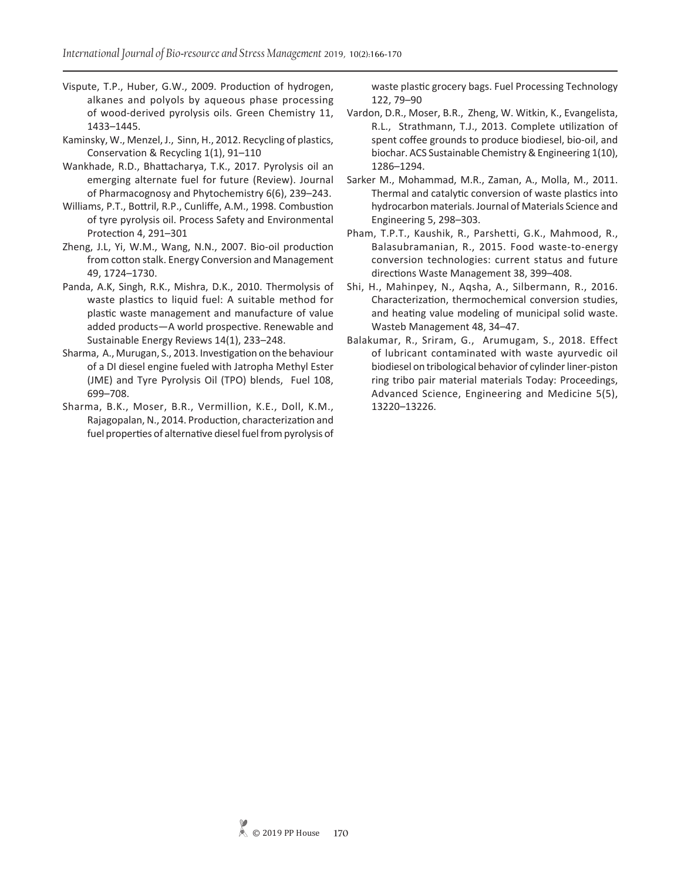Vispute, T.P., Huber, G.W., 2009. Production of hydrogen, alkanes and polyols by aqueous phase processing of wood-derived pyrolysis oils. Green Chemistry 11, 1433–1445.

Kaminsky, W., Menzel, J., Sinn, H., 2012. Recycling of plastics, Conservation & Recycling 1(1), 91–110

Wankhade, R.D., Bhattacharya, T.K., 2017. Pyrolysis oil an emerging alternate fuel for future (Review). Journal of Pharmacognosy and Phytochemistry 6(6), 239–243.

Williams, P.T., Bottril, R.P., Cunliffe, A.M., 1998. Combustion of tyre pyrolysis oil. Process Safety and Environmental Protection 4, 291–301

Zheng, J.L, Yi, W.M., Wang, N.N., 2007. Bio-oil production from cotton stalk. Energy Conversion and Management 49, 1724–1730.

Panda, A.K, Singh, R.K., Mishra, D.K., 2010. Thermolysis of waste plastics to liquid fuel: A suitable method for plastic waste management and manufacture of value added products—A world prospective. Renewable and Sustainable Energy Reviews 14(1), 233–248.

Sharma, A., Murugan, S., 2013. Investigation on the behaviour of a DI diesel engine fueled with Jatropha Methyl Ester (JME) and Tyre Pyrolysis Oil (TPO) blends, Fuel 108, 699–708.

Sharma, B.K., Moser, B.R., Vermillion, K.E., Doll, K.M., Rajagopalan, N., 2014. Production, characterization and fuel properties of alternative diesel fuel from pyrolysis of waste plastic grocery bags. Fuel Processing Technology 122, 79–90

Vardon, D.R., Moser, B.R., Zheng, W. Witkin, K., Evangelista, R.L., Strathmann, T.J., 2013. Complete utilization of spent coffee grounds to produce biodiesel, bio-oil, and biochar. ACS Sustainable Chemistry & Engineering 1(10), 1286–1294.

Sarker M., Mohammad, M.R., Zaman, A., Molla, M., 2011. Thermal and catalytic conversion of waste plastics into hydrocarbon materials. Journal of Materials Science and Engineering 5, 298–303.

Pham, T.P.T., Kaushik, R., Parshetti, G.K., Mahmood, R., Balasubramanian, R., 2015. Food waste-to-energy conversion technologies: current status and future directions Waste Management 38, 399–408.

Shi, H., Mahinpey, N., Aqsha, A., Silbermann, R., 2016. Characterization, thermochemical conversion studies, and heating value modeling of municipal solid waste. Wasteb Management 48, 34–47.

Balakumar, R., Sriram, G., Arumugam, S., 2018. Effect of lubricant contaminated with waste ayurvedic oil biodiesel on tribological behavior of cylinder liner-piston ring tribo pair material materials Today: Proceedings, Advanced Science, Engineering and Medicine 5(5), 13220–13226.